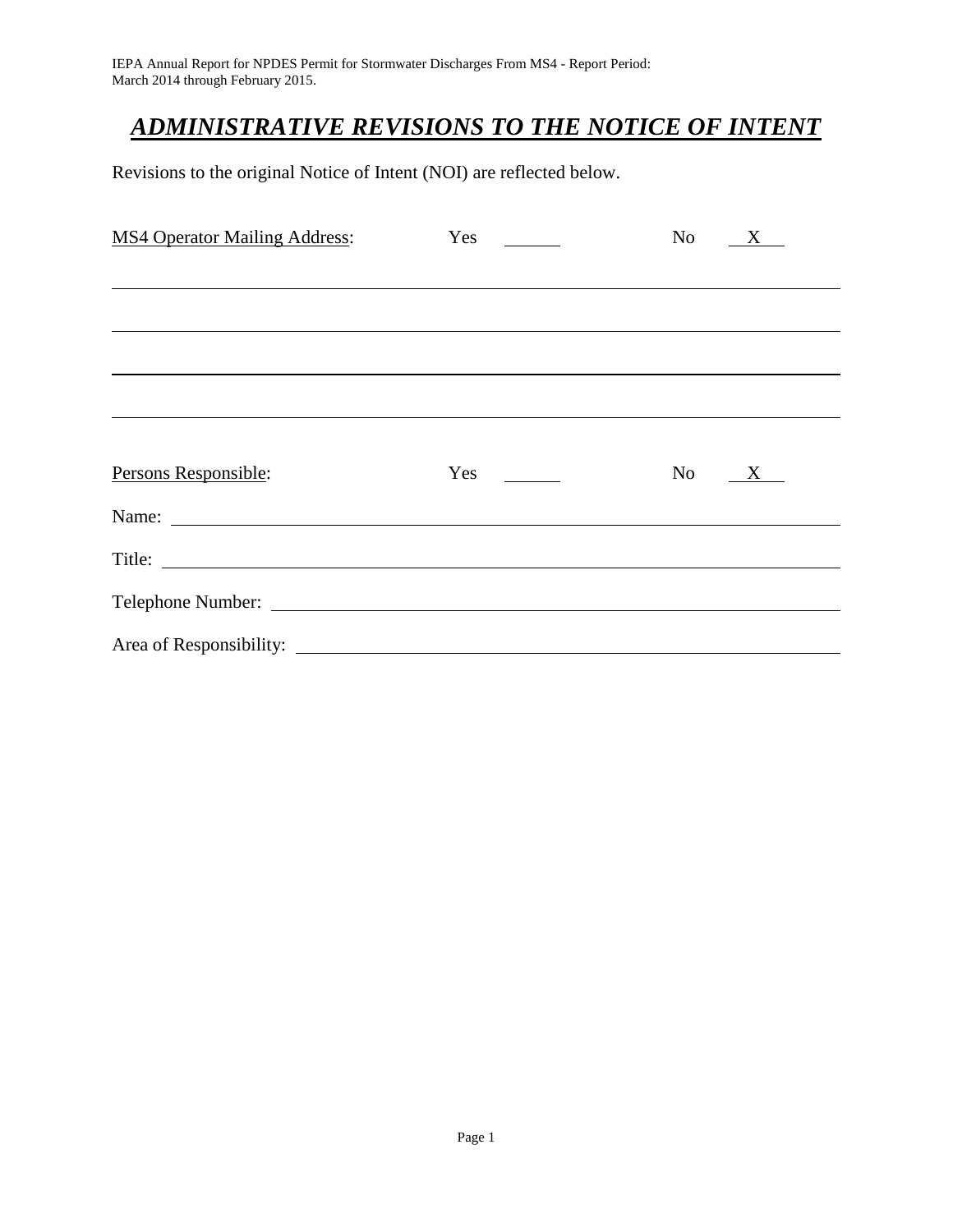IEPA Annual Report for NPDES Permit for Stormwater Discharges From MS4 - Report Period: March 2014 through February 2015.

# ***ADMINISTRATIVE REVISIONS TO THE NOTICE OF INTENT***

Revisions to the original Notice of Intent (NOI) are reflected below.

MS4 Operator Mailing Address: Yes ______ No __X__

Persons Responsible: Yes ______ No __X__

Name:

Title:

Telephone Number:

Area of Responsibility: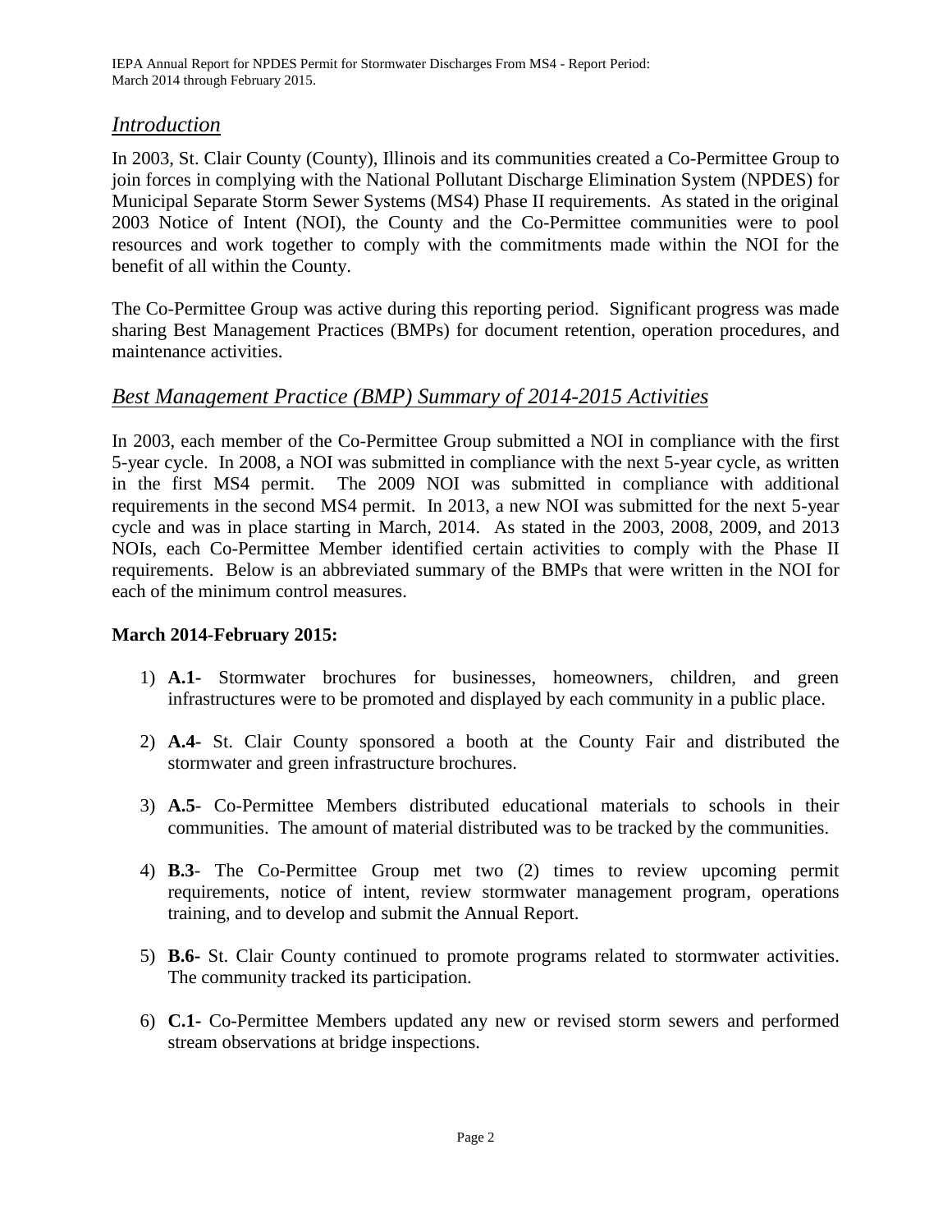## *Introduction*

In 2003, St. Clair County (County), Illinois and its communities created a Co-Permittee Group to join forces in complying with the National Pollutant Discharge Elimination System (NPDES) for Municipal Separate Storm Sewer Systems (MS4) Phase II requirements. As stated in the original 2003 Notice of Intent (NOI), the County and the Co-Permittee communities were to pool resources and work together to comply with the commitments made within the NOI for the benefit of all within the County.

The Co-Permittee Group was active during this reporting period. Significant progress was made sharing Best Management Practices (BMPs) for document retention, operation procedures, and maintenance activities.

## *Best Management Practice (BMP) Summary of 2014-2015 Activities*

In 2003, each member of the Co-Permittee Group submitted a NOI in compliance with the first 5-year cycle. In 2008, a NOI was submitted in compliance with the next 5-year cycle, as written in the first MS4 permit. The 2009 NOI was submitted in compliance with additional requirements in the second MS4 permit. In 2013, a new NOI was submitted for the next 5-year cycle and was in place starting in March, 2014. As stated in the 2003, 2008, 2009, and 2013 NOIs, each Co-Permittee Member identified certain activities to comply with the Phase II requirements. Below is an abbreviated summary of the BMPs that were written in the NOI for each of the minimum control measures.

**March 2014-February 2015:**

1) **A.1-** Stormwater brochures for businesses, homeowners, children, and green infrastructures were to be promoted and displayed by each community in a public place.

2) **A.4-** St. Clair County sponsored a booth at the County Fair and distributed the stormwater and green infrastructure brochures.

3) **A.5**- Co-Permittee Members distributed educational materials to schools in their communities. The amount of material distributed was to be tracked by the communities.

4) **B.3**- The Co-Permittee Group met two (2) times to review upcoming permit requirements, notice of intent, review stormwater management program, operations training, and to develop and submit the Annual Report.

5) **B.6-** St. Clair County continued to promote programs related to stormwater activities. The community tracked its participation.

6) **C.1-** Co-Permittee Members updated any new or revised storm sewers and performed stream observations at bridge inspections.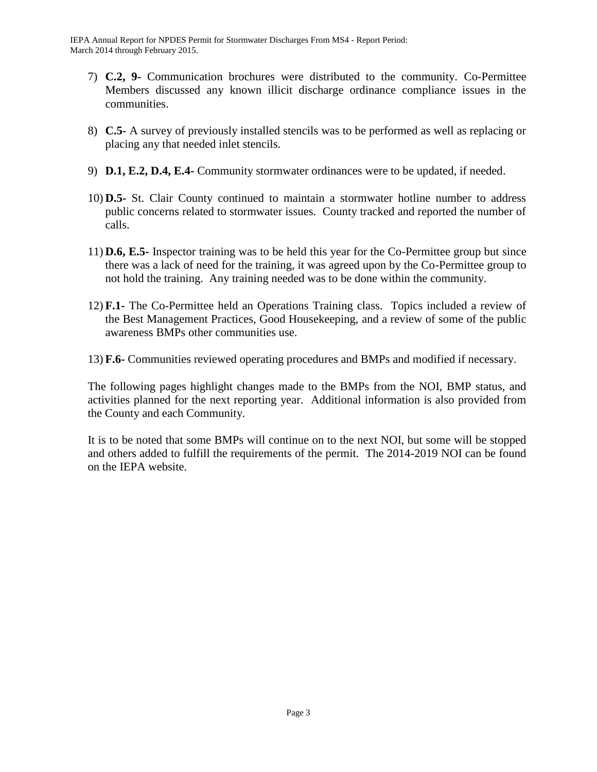7) **C.2, 9-** Communication brochures were distributed to the community. Co-Permittee Members discussed any known illicit discharge ordinance compliance issues in the communities.

8) **C.5-** A survey of previously installed stencils was to be performed as well as replacing or placing any that needed inlet stencils.

9) **D.1, E.2, D.4, E.4-** Community stormwater ordinances were to be updated, if needed.

10) **D.5-** St. Clair County continued to maintain a stormwater hotline number to address public concerns related to stormwater issues. County tracked and reported the number of calls.

11) **D.6, E.5-** Inspector training was to be held this year for the Co-Permittee group but since there was a lack of need for the training, it was agreed upon by the Co-Permittee group to not hold the training. Any training needed was to be done within the community.

12) **F.1-** The Co-Permittee held an Operations Training class. Topics included a review of the Best Management Practices, Good Housekeeping, and a review of some of the public awareness BMPs other communities use.

13) **F.6-** Communities reviewed operating procedures and BMPs and modified if necessary.

The following pages highlight changes made to the BMPs from the NOI, BMP status, and activities planned for the next reporting year. Additional information is also provided from the County and each Community.

It is to be noted that some BMPs will continue on to the next NOI, but some will be stopped and others added to fulfill the requirements of the permit. The 2014-2019 NOI can be found on the IEPA website.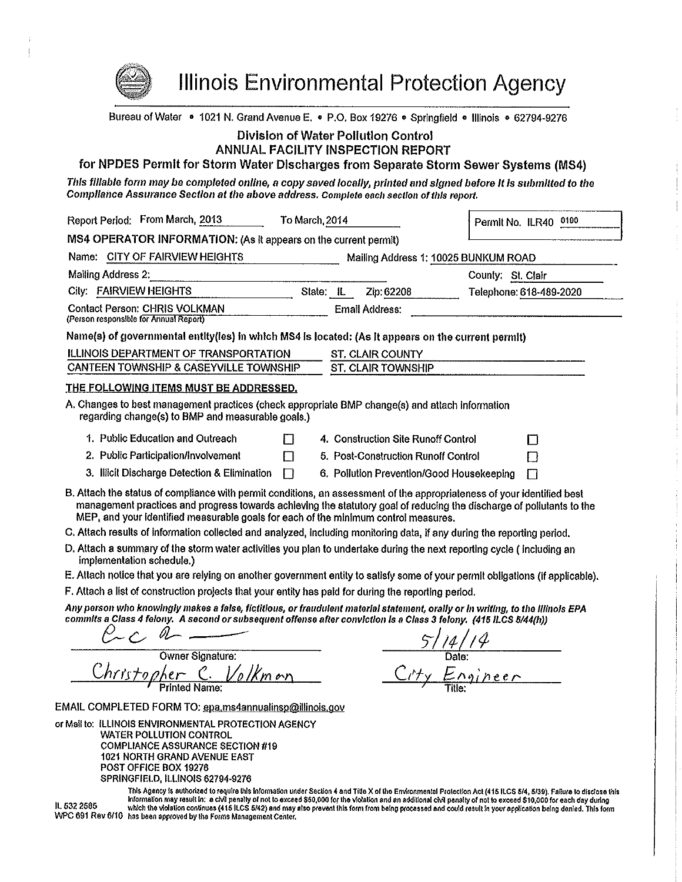# Illinois Environmental Protection Agency

Bureau of Water • 1021 N. Grand Avenue E. • P.O. Box 19276 • Springfield • Illinois • 62794-9276

## Division of Water Pollution Control
## ANNUAL FACILITY INSPECTION REPORT
## for NPDES Permit for Storm Water Discharges from Separate Storm Sewer Systems (MS4)

*This fillable form may be completed online, a copy saved locally, printed and signed before it is submitted to the Compliance Assurance Section at the above address. Complete each section of this report.*

Report Period: From March, 2013 To March, 2014

Permit No. ILR40 0190

**MS4 OPERATOR INFORMATION:** (As it appears on the current permit)

Name: CITY OF FAIRVIEW HEIGHTS Mailing Address 1: 10025 BUNKUM ROAD

Mailing Address 2: County: St. Clair

City: FAIRVIEW HEIGHTS State: IL Zip: 62208 Telephone: 618-489-2020

Contact Person: CHRIS VOLKMAN Email Address:
(Person responsible for Annual Report)

**Name(s) of governmental entity(ies) in which MS4 is located: (As it appears on the current permit)**

ILLINOIS DEPARTMENT OF TRANSPORTATION ST. CLAIR COUNTY
CANTEEN TOWNSHIP & CASEYVILLE TOWNSHIP ST. CLAIR TOWNSHIP

**THE FOLLOWING ITEMS MUST BE ADDRESSED.**

A. Changes to best management practices (check appropriate BMP change(s) and attach information regarding change(s) to BMP and measurable goals.)

1. Public Education and Outreach ☐
2. Public Participation/Involvement ☐
3. Illicit Discharge Detection & Elimination ☐
4. Construction Site Runoff Control ☐
5. Post-Construction Runoff Control ☐
6. Pollution Prevention/Good Housekeeping ☐

B. Attach the status of compliance with permit conditions, an assessment of the appropriateness of your identified best management practices and progress towards achieving the statutory goal of reducing the discharge of pollutants to the MEP, and your identified measurable goals for each of the minimum control measures.

C. Attach results of information collected and analyzed, including monitoring data, if any during the reporting period.

D. Attach a summary of the storm water activities you plan to undertake during the next reporting cycle ( including an implementation schedule.)

E. Attach notice that you are relying on another government entity to satisfy some of your permit obligations (if applicable).

F. Attach a list of construction projects that your entity has paid for during the reporting period.

***Any person who knowingly makes a false, fictitious, or fraudulent material statement, orally or in writing, to the Illinois EPA commits a Class 4 felony. A second or subsequent offense after conviction is a Class 3 felony. (415 ILCS 5/44(h))***

Owner Signature: [signature] Date: 5/14/14

Printed Name: Christopher C. Volkman Title: City Engineer

EMAIL COMPLETED FORM TO: epa.ms4annualinsp@illinois.gov

or Mail to: ILLINOIS ENVIRONMENTAL PROTECTION AGENCY
WATER POLLUTION CONTROL
COMPLIANCE ASSURANCE SECTION #19
1021 NORTH GRAND AVENUE EAST
POST OFFICE BOX 19276
SPRINGFIELD, ILLINOIS 62794-9276

IL 532 2585
WPC 691 Rev 6/10

This Agency is authorized to require this information under Section 4 and Title X of the Environmental Protection Act (415 ILCS 5/4, 5/39). Failure to disclose this information may result in: a civil penalty of not to exceed $50,000 for the violation and an additional civil penalty of not to exceed $10,000 for each day during which the violation continues (415 ILCS 5/42) and may also prevent this form from being processed and could result in your application being denied. This form has been approved by the Forms Management Center.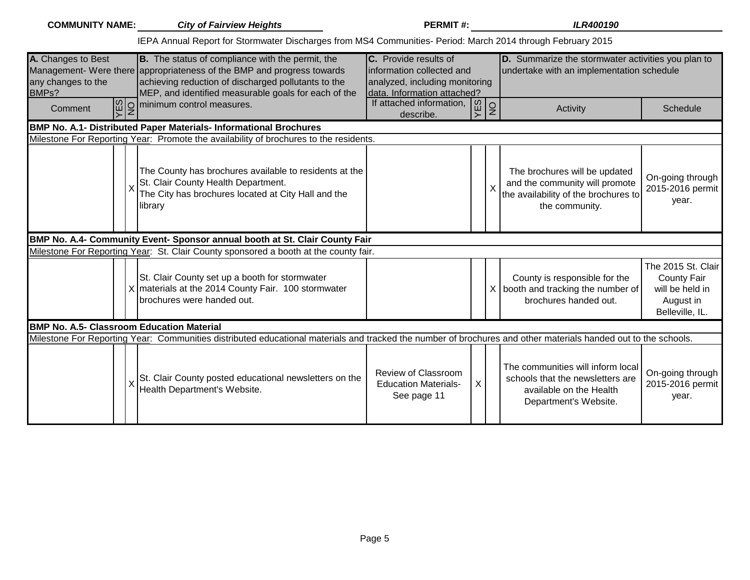**COMMUNITY NAME:** *City of Fairview Heights* **PERMIT #:** *ILR400190*

IEPA Annual Report for Stormwater Discharges from MS4 Communities- Period: March 2014 through February 2015

| **A.** Changes to Best Management- Were there any changes to the BMPs? | | | **B.** The status of compliance with the permit, the appropriateness of the BMP and progress towards achieving reduction of discharged pollutants to the MEP, and identified measurable goals for each of the minimum control measures. | **C.** Provide results of information collected and analyzed, including monitoring data. Information attached? | | | **D.** Summarize the stormwater activities you plan to undertake with an implementation schedule | |
|---|---|---|---|---|---|---|---|---|
| Comment | YES | NO | | If attached information, describe. | YES | NO | Activity | Schedule |
| **BMP No. A.1- Distributed Paper Materials- Informational Brochures** | | | | | | | | |
| Milestone For Reporting Year: Promote the availability of brochures to the residents. | | | | | | | | |
| | | X | The County has brochures available to residents at the St. Clair County Health Department. The City has brochures located at City Hall and the library | | | X | The brochures will be updated and the community will promote the availability of the brochures to the community. | On-going through 2015-2016 permit year. |
| **BMP No. A.4- Community Event- Sponsor annual booth at St. Clair County Fair** | | | | | | | | |
| Milestone For Reporting Year: St. Clair County sponsored a booth at the county fair. | | | | | | | | |
| | | X | St. Clair County set up a booth for stormwater materials at the 2014 County Fair. 100 stormwater brochures were handed out. | | | X | County is responsible for the booth and tracking the number of brochures handed out. | The 2015 St. Clair County Fair will be held in August in Belleville, IL. |
| **BMP No. A.5- Classroom Education Material** | | | | | | | | |
| Milestone For Reporting Year: Communities distributed educational materials and tracked the number of brochures and other materials handed out to the schools. | | | | | | | | |
| | | X | St. Clair County posted educational newsletters on the Health Department's Website. | Review of Classroom Education Materials- See page 11 | X | | The communities will inform local schools that the newsletters are available on the Health Department's Website. | On-going through 2015-2016 permit year. |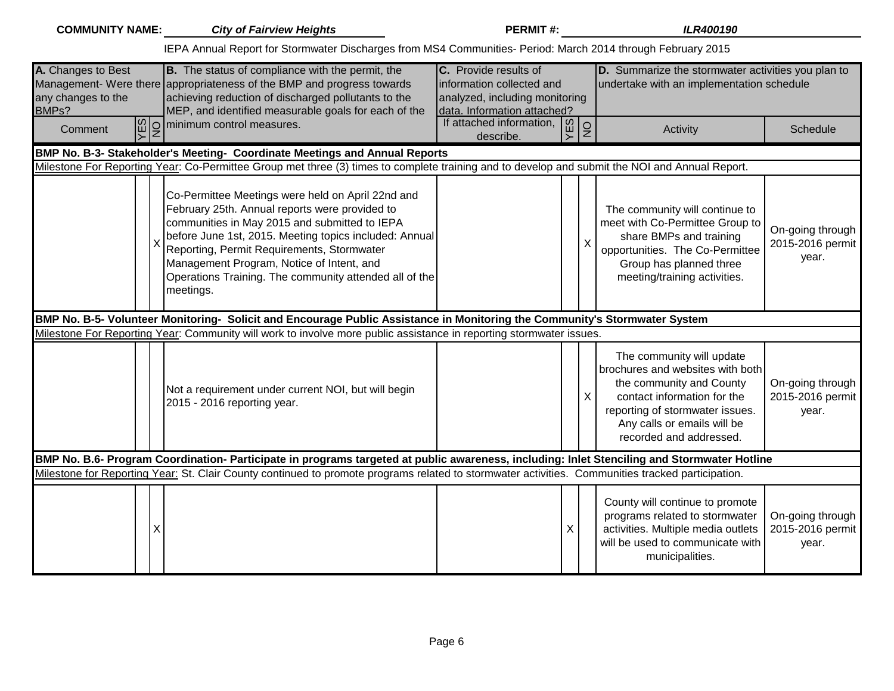**COMMUNITY NAME:** ***City of Fairview Heights*** **PERMIT #:** ***ILR400190***

IEPA Annual Report for Stormwater Discharges from MS4 Communities- Period: March 2014 through February 2015

| **A.** Changes to Best Management- Were there any changes to the BMPs? | | | **B.** The status of compliance with the permit, the appropriateness of the BMP and progress towards achieving reduction of discharged pollutants to the MEP, and identified measurable goals for each of the minimum control measures. | **C.** Provide results of information collected and analyzed, including monitoring data. Information attached? | | | **D.** Summarize the stormwater activities you plan to undertake with an implementation schedule | |
|---|---|---|---|---|---|---|---|---|
| Comment | YES | NO | | If attached information, describe. | YES | NO | Activity | Schedule |
| **BMP No. B-3- Stakeholder's Meeting- Coordinate Meetings and Annual Reports** | | | | | | | | |
| Milestone For Reporting Year: Co-Permittee Group met three (3) times to complete training and to develop and submit the NOI and Annual Report. | | | | | | | | |
| | | X | Co-Permittee Meetings were held on April 22nd and February 25th. Annual reports were provided to communities in May 2015 and submitted to IEPA before June 1st, 2015. Meeting topics included: Annual Reporting, Permit Requirements, Stormwater Management Program, Notice of Intent, and Operations Training. The community attended all of the meetings. | | | X | The community will continue to meet with Co-Permittee Group to share BMPs and training opportunities. The Co-Permittee Group has planned three meeting/training activities. | On-going through 2015-2016 permit year. |
| **BMP No. B-5- Volunteer Monitoring- Solicit and Encourage Public Assistance in Monitoring the Community's Stormwater System** | | | | | | | | |
| Milestone For Reporting Year: Community will work to involve more public assistance in reporting stormwater issues. | | | | | | | | |
| | | | Not a requirement under current NOI, but will begin 2015 - 2016 reporting year. | | | X | The community will update brochures and websites with both the community and County contact information for the reporting of stormwater issues. Any calls or emails will be recorded and addressed. | On-going through 2015-2016 permit year. |
| **BMP No. B.6- Program Coordination- Participate in programs targeted at public awareness, including: Inlet Stenciling and Stormwater Hotline** | | | | | | | | |
| Milestone for Reporting Year: St. Clair County continued to promote programs related to stormwater activities. Communities tracked participation. | | | | | | | | |
| | | X | | | X | | County will continue to promote programs related to stormwater activities. Multiple media outlets will be used to communicate with municipalities. | On-going through 2015-2016 permit year. |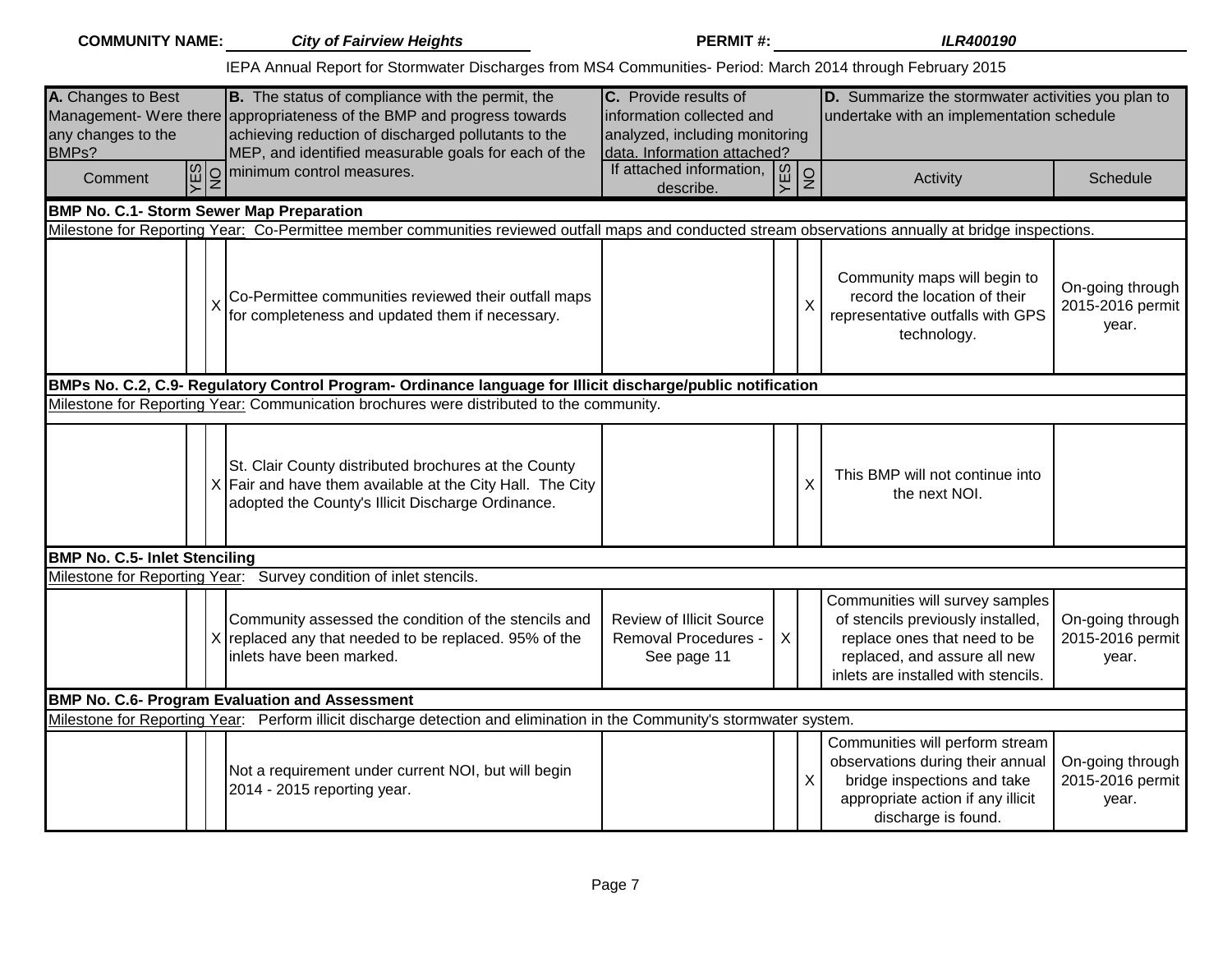**COMMUNITY NAME:** *City of Fairview Heights* **PERMIT #:** *ILR400190*

IEPA Annual Report for Stormwater Discharges from MS4 Communities- Period: March 2014 through February 2015

| A. Changes to Best Management- Were there any changes to the BMPs? | | | B. The status of compliance with the permit, the appropriateness of the BMP and progress towards achieving reduction of discharged pollutants to the MEP, and identified measurable goals for each of the minimum control measures. | C. Provide results of information collected and analyzed, including monitoring data. Information attached? | | | D. Summarize the stormwater activities you plan to undertake with an implementation schedule | |
|---|---|---|---|---|---|---|---|---|
| Comment | YES | NO | | If attached information, describe. | YES | NO | Activity | Schedule |
| **BMP No. C.1- Storm Sewer Map Preparation** | | | | | | | | |
| Milestone for Reporting Year: Co-Permittee member communities reviewed outfall maps and conducted stream observations annually at bridge inspections. | | | | | | | | |
| | | X | Co-Permittee communities reviewed their outfall maps for completeness and updated them if necessary. | | | X | Community maps will begin to record the location of their representative outfalls with GPS technology. | On-going through 2015-2016 permit year. |
| **BMPs No. C.2, C.9- Regulatory Control Program- Ordinance language for Illicit discharge/public notification** | | | | | | | | |
| Milestone for Reporting Year: Communication brochures were distributed to the community. | | | | | | | | |
| | | X | St. Clair County distributed brochures at the County Fair and have them available at the City Hall. The City adopted the County's Illicit Discharge Ordinance. | | | X | This BMP will not continue into the next NOI. | |
| **BMP No. C.5- Inlet Stenciling** | | | | | | | | |
| Milestone for Reporting Year: Survey condition of inlet stencils. | | | | | | | | |
| | | X | Community assessed the condition of the stencils and replaced any that needed to be replaced. 95% of the inlets have been marked. | Review of Illicit Source Removal Procedures - See page 11 | X | | Communities will survey samples of stencils previously installed, replace ones that need to be replaced, and assure all new inlets are installed with stencils. | On-going through 2015-2016 permit year. |
| **BMP No. C.6- Program Evaluation and Assessment** | | | | | | | | |
| Milestone for Reporting Year: Perform illicit discharge detection and elimination in the Community's stormwater system. | | | | | | | | |
| | | | Not a requirement under current NOI, but will begin 2014 - 2015 reporting year. | | | X | Communities will perform stream observations during their annual bridge inspections and take appropriate action if any illicit discharge is found. | On-going through 2015-2016 permit year. |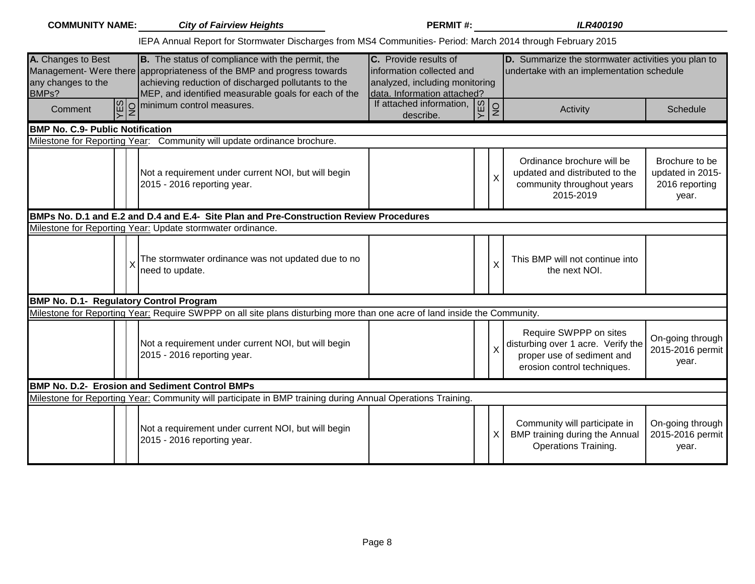**COMMUNITY NAME:** *City of Fairview Heights* **PERMIT #:** *ILR400190*

IEPA Annual Report for Stormwater Discharges from MS4 Communities- Period: March 2014 through February 2015

| **A.** Changes to Best Management- Were there any changes to the BMPs? | | | **B.** The status of compliance with the permit, the appropriateness of the BMP and progress towards achieving reduction of discharged pollutants to the MEP, and identified measurable goals for each of the minimum control measures. | **C.** Provide results of information collected and analyzed, including monitoring data. Information attached? | | | **D.** Summarize the stormwater activities you plan to undertake with an implementation schedule | |
|---|---|---|---|---|---|---|---|---|
| Comment | YES | NO | | If attached information, describe. | YES | NO | Activity | Schedule |
| **BMP No. C.9- Public Notification** | | | | | | | | |
| Milestone for Reporting Year: Community will update ordinance brochure. | | | | | | | | |
| | | | Not a requirement under current NOI, but will begin 2015 - 2016 reporting year. | | | X | Ordinance brochure will be updated and distributed to the community throughout years 2015-2019 | Brochure to be updated in 2015-2016 reporting year. |
| **BMPs No. D.1 and E.2 and D.4 and E.4- Site Plan and Pre-Construction Review Procedures** | | | | | | | | |
| Milestone for Reporting Year: Update stormwater ordinance. | | | | | | | | |
| | | X | The stormwater ordinance was not updated due to no need to update. | | | X | This BMP will not continue into the next NOI. | |
| **BMP No. D.1- Regulatory Control Program** | | | | | | | | |
| Milestone for Reporting Year: Require SWPPP on all site plans disturbing more than one acre of land inside the Community. | | | | | | | | |
| | | | Not a requirement under current NOI, but will begin 2015 - 2016 reporting year. | | | X | Require SWPPP on sites disturbing over 1 acre. Verify the proper use of sediment and erosion control techniques. | On-going through 2015-2016 permit year. |
| **BMP No. D.2- Erosion and Sediment Control BMPs** | | | | | | | | |
| Milestone for Reporting Year: Community will participate in BMP training during Annual Operations Training. | | | | | | | | |
| | | | Not a requirement under current NOI, but will begin 2015 - 2016 reporting year. | | | X | Community will participate in BMP training during the Annual Operations Training. | On-going through 2015-2016 permit year. |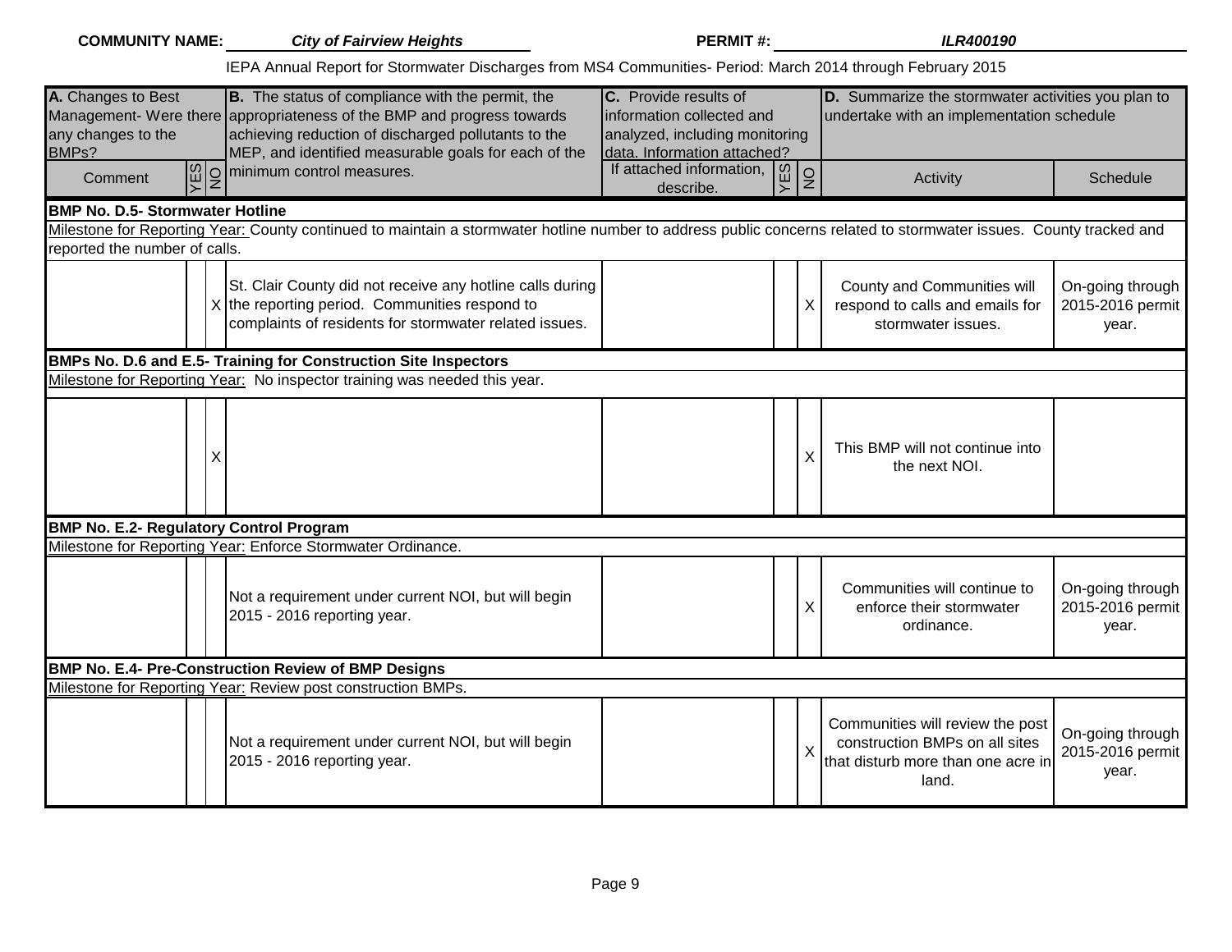**COMMUNITY NAME:** *City of Fairview Heights* **PERMIT #:** *ILR400190*

IEPA Annual Report for Stormwater Discharges from MS4 Communities- Period: March 2014 through February 2015

| **A.** Changes to Best Management- Were there any changes to the BMPs? | | | **B.** The status of compliance with the permit, the appropriateness of the BMP and progress towards achieving reduction of discharged pollutants to the MEP, and identified measurable goals for each of the minimum control measures. | **C.** Provide results of information collected and analyzed, including monitoring data. Information attached? | | | **D.** Summarize the stormwater activities you plan to undertake with an implementation schedule | |
|---|---|---|---|---|---|---|---|---|
| Comment | YES | NO | | If attached information, describe. | YES | NO | Activity | Schedule |
| **BMP No. D.5- Stormwater Hotline** | | | | | | | | |
| Milestone for Reporting Year: County continued to maintain a stormwater hotline number to address public concerns related to stormwater issues. County tracked and reported the number of calls. | | | | | | | | |
| | | X | St. Clair County did not receive any hotline calls during the reporting period. Communities respond to complaints of residents for stormwater related issues. | | | X | County and Communities will respond to calls and emails for stormwater issues. | On-going through 2015-2016 permit year. |
| **BMPs No. D.6 and E.5- Training for Construction Site Inspectors** | | | | | | | | |
| Milestone for Reporting Year: No inspector training was needed this year. | | | | | | | | |
| | | X | | | | X | This BMP will not continue into the next NOI. | |
| **BMP No. E.2- Regulatory Control Program** | | | | | | | | |
| Milestone for Reporting Year: Enforce Stormwater Ordinance. | | | | | | | | |
| | | | Not a requirement under current NOI, but will begin 2015 - 2016 reporting year. | | | X | Communities will continue to enforce their stormwater ordinance. | On-going through 2015-2016 permit year. |
| **BMP No. E.4- Pre-Construction Review of BMP Designs** | | | | | | | | |
| Milestone for Reporting Year: Review post construction BMPs. | | | | | | | | |
| | | | Not a requirement under current NOI, but will begin 2015 - 2016 reporting year. | | | X | Communities will review the post construction BMPs on all sites that disturb more than one acre in land. | On-going through 2015-2016 permit year. |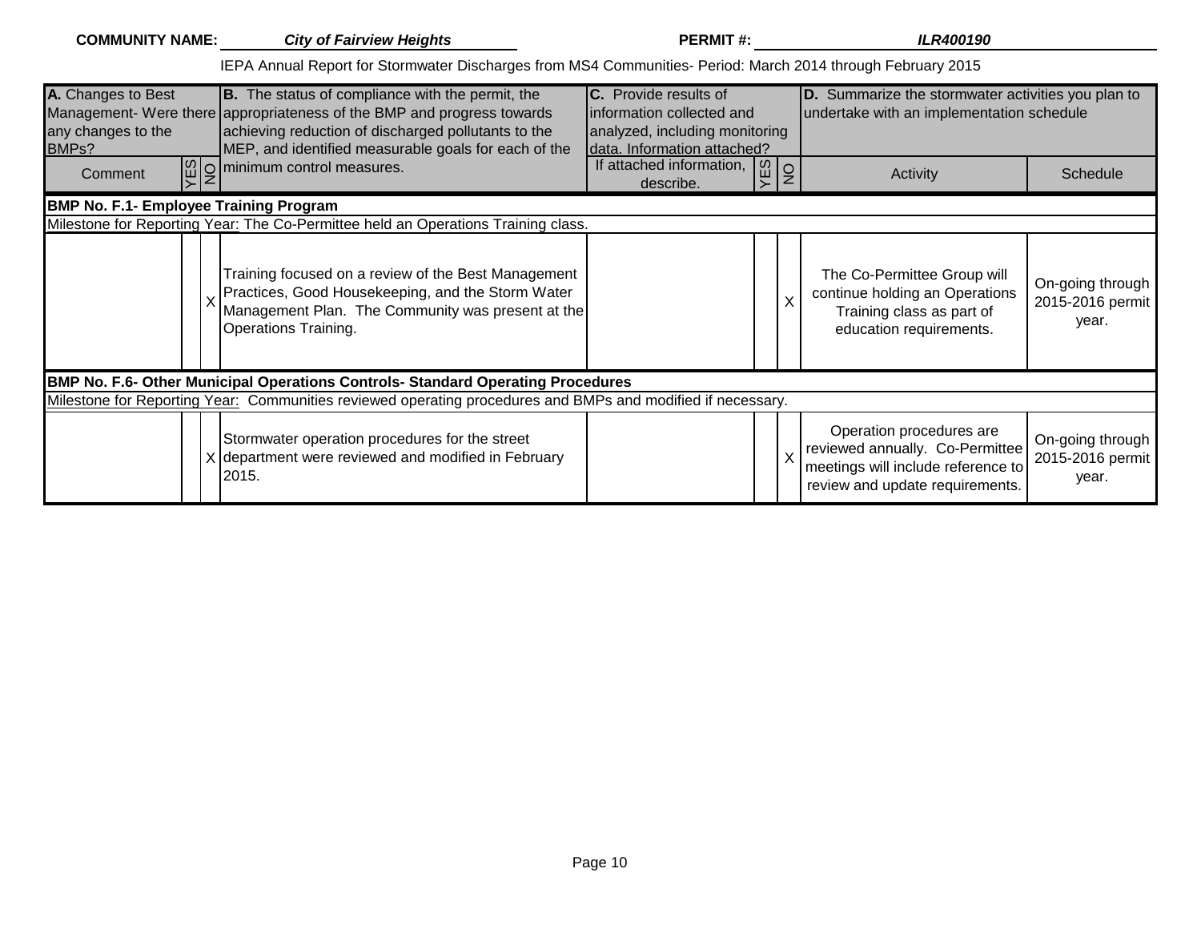**COMMUNITY NAME:** *City of Fairview Heights* **PERMIT #:** *ILR400190*

IEPA Annual Report for Stormwater Discharges from MS4 Communities- Period: March 2014 through February 2015

| A. Changes to Best Management- Were there any changes to the BMPs? | | | B. The status of compliance with the permit, the appropriateness of the BMP and progress towards achieving reduction of discharged pollutants to the MEP, and identified measurable goals for each of the minimum control measures. | C. Provide results of information collected and analyzed, including monitoring data. Information attached? | | | D. Summarize the stormwater activities you plan to undertake with an implementation schedule | |
|---|---|---|---|---|---|---|---|---|
| Comment | YES | NO | | If attached information, describe. | YES | NO | Activity | Schedule |
| **BMP No. F.1- Employee Training Program** | | | | | | | | |
| Milestone for Reporting Year: The Co-Permittee held an Operations Training class. | | | | | | | | |
| | | X | Training focused on a review of the Best Management Practices, Good Housekeeping, and the Storm Water Management Plan. The Community was present at the Operations Training. | | | X | The Co-Permittee Group will continue holding an Operations Training class as part of education requirements. | On-going through 2015-2016 permit year. |
| **BMP No. F.6- Other Municipal Operations Controls- Standard Operating Procedures** | | | | | | | | |
| Milestone for Reporting Year: Communities reviewed operating procedures and BMPs and modified if necessary. | | | | | | | | |
| | | X | Stormwater operation procedures for the street department were reviewed and modified in February 2015. | | | X | Operation procedures are reviewed annually. Co-Permittee meetings will include reference to review and update requirements. | On-going through 2015-2016 permit year. |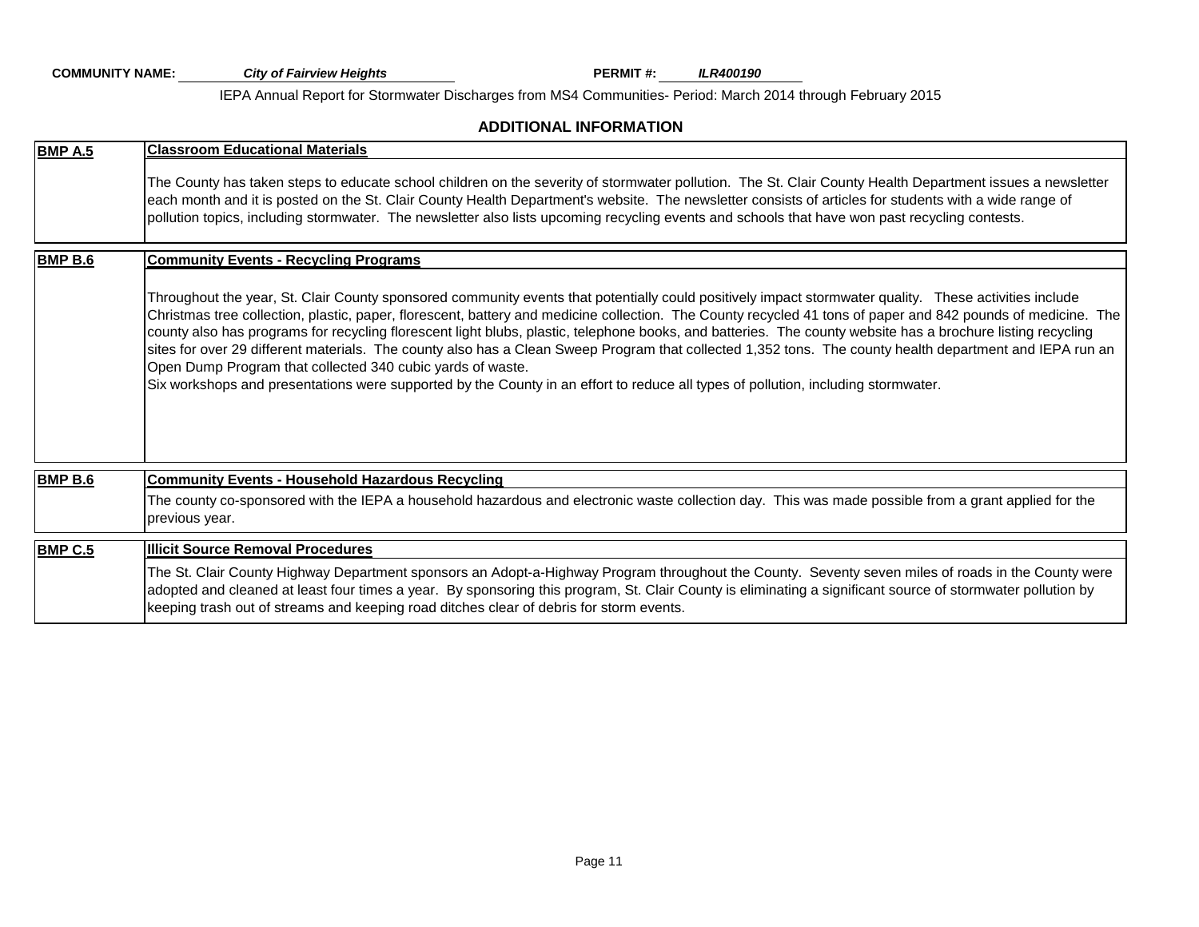**COMMUNITY NAME:** *City of Fairview Heights* **PERMIT #:** *ILR400190*

IEPA Annual Report for Stormwater Discharges from MS4 Communities- Period: March 2014 through February 2015

## ADDITIONAL INFORMATION

| | |
|---|---|
| **BMP A.5** | **Classroom Educational Materials** |
| | The County has taken steps to educate school children on the severity of stormwater pollution. The St. Clair County Health Department issues a newsletter each month and it is posted on the St. Clair County Health Department's website. The newsletter consists of articles for students with a wide range of pollution topics, including stormwater. The newsletter also lists upcoming recycling events and schools that have won past recycling contests. |

| | |
|---|---|
| **BMP B.6** | **Community Events - Recycling Programs** |
| | Throughout the year, St. Clair County sponsored community events that potentially could positively impact stormwater quality. These activities include Christmas tree collection, plastic, paper, florescent, battery and medicine collection. The County recycled 41 tons of paper and 842 pounds of medicine. The county also has programs for recycling florescent light blubs, plastic, telephone books, and batteries. The county website has a brochure listing recycling sites for over 29 different materials. The county also has a Clean Sweep Program that collected 1,352 tons. The county health department and IEPA run an Open Dump Program that collected 340 cubic yards of waste.<br>Six workshops and presentations were supported by the County in an effort to reduce all types of pollution, including stormwater. |

| | |
|---|---|
| **BMP B.6** | **Community Events - Household Hazardous Recycling** |
| | The county co-sponsored with the IEPA a household hazardous and electronic waste collection day. This was made possible from a grant applied for the previous year. |

| | |
|---|---|
| **BMP C.5** | **Illicit Source Removal Procedures** |
| | The St. Clair County Highway Department sponsors an Adopt-a-Highway Program throughout the County. Seventy seven miles of roads in the County were adopted and cleaned at least four times a year. By sponsoring this program, St. Clair County is eliminating a significant source of stormwater pollution by keeping trash out of streams and keeping road ditches clear of debris for storm events. |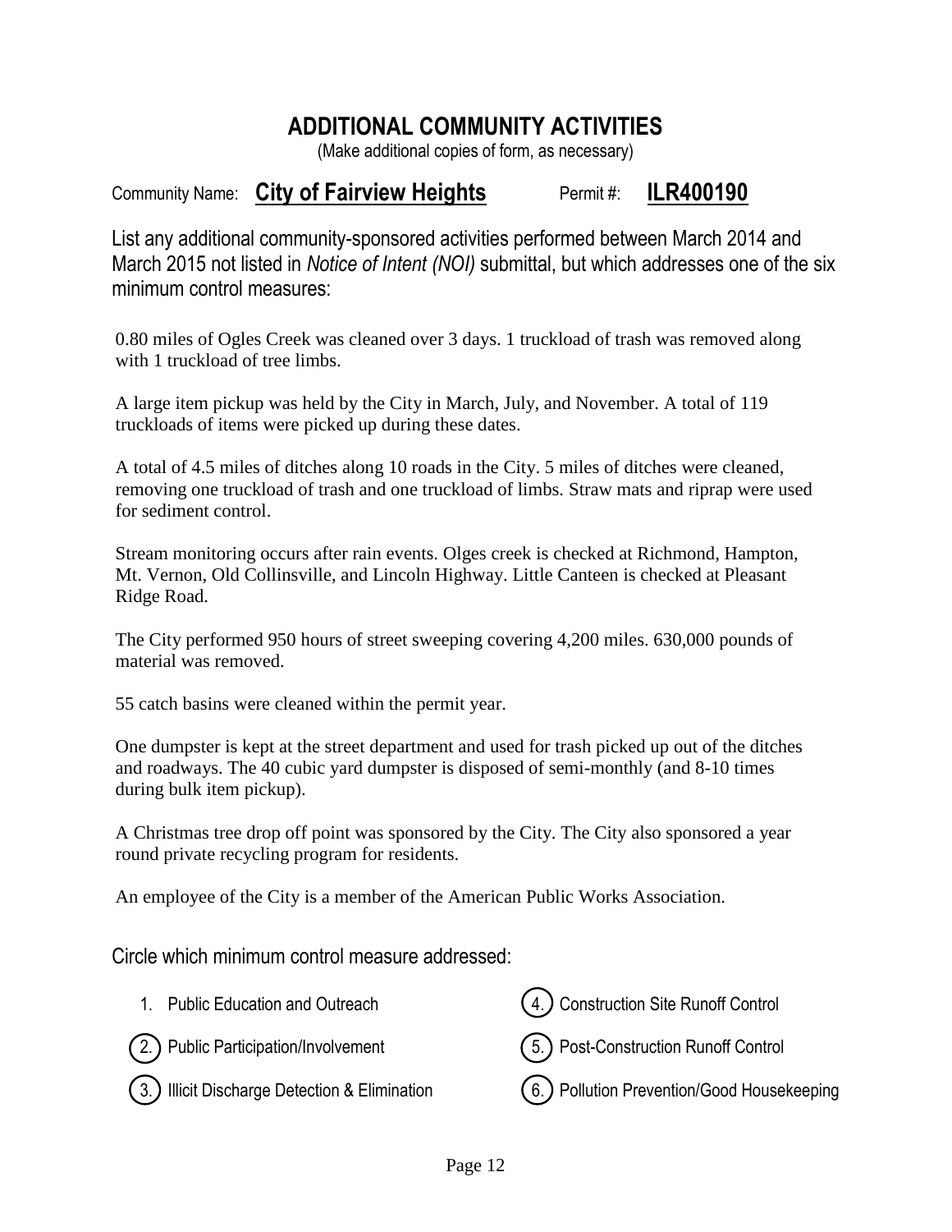# ADDITIONAL COMMUNITY ACTIVITIES

(Make additional copies of form, as necessary)

Community Name: **City of Fairview Heights** Permit #: **ILR400190**

List any additional community-sponsored activities performed between March 2014 and March 2015 not listed in *Notice of Intent (NOI)* submittal, but which addresses one of the six minimum control measures:

0.80 miles of Ogles Creek was cleaned over 3 days. 1 truckload of trash was removed along with 1 truckload of tree limbs.

A large item pickup was held by the City in March, July, and November. A total of 119 truckloads of items were picked up during these dates.

A total of 4.5 miles of ditches along 10 roads in the City. 5 miles of ditches were cleaned, removing one truckload of trash and one truckload of limbs. Straw mats and riprap were used for sediment control.

Stream monitoring occurs after rain events. Olges creek is checked at Richmond, Hampton, Mt. Vernon, Old Collinsville, and Lincoln Highway. Little Canteen is checked at Pleasant Ridge Road.

The City performed 950 hours of street sweeping covering 4,200 miles. 630,000 pounds of material was removed.

55 catch basins were cleaned within the permit year.

One dumpster is kept at the street department and used for trash picked up out of the ditches and roadways. The 40 cubic yard dumpster is disposed of semi-monthly (and 8-10 times during bulk item pickup).

A Christmas tree drop off point was sponsored by the City. The City also sponsored a year round private recycling program for residents.

An employee of the City is a member of the American Public Works Association.

Circle which minimum control measure addressed:

1. Public Education and Outreach
2. (circled) Public Participation/Involvement
3. (circled) Illicit Discharge Detection & Elimination
4. (circled) Construction Site Runoff Control
5. (circled) Post-Construction Runoff Control
6. (circled) Pollution Prevention/Good Housekeeping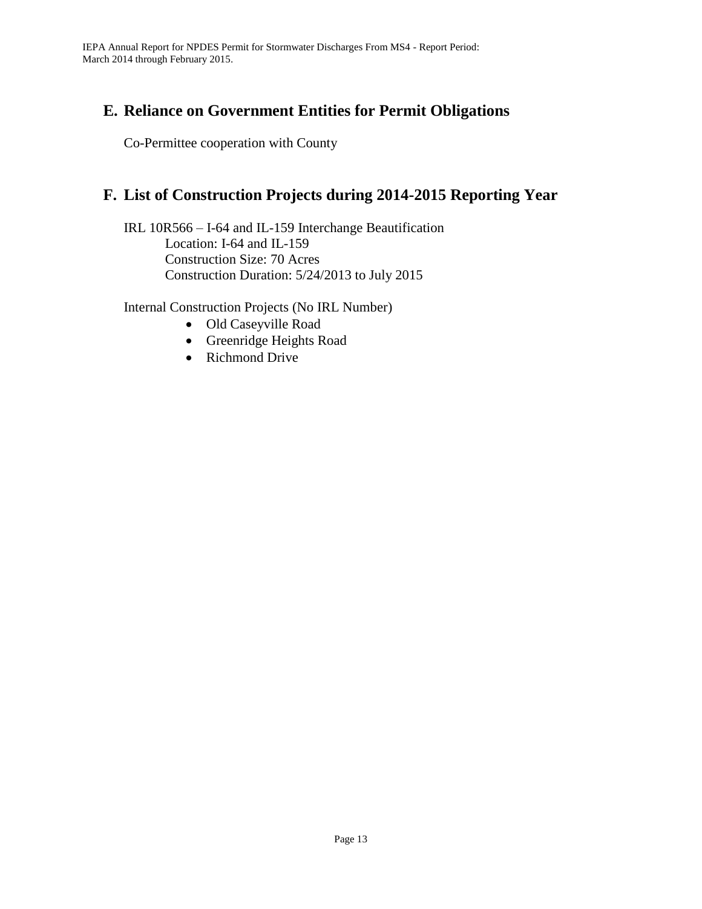## E. Reliance on Government Entities for Permit Obligations

Co-Permittee cooperation with County

## F. List of Construction Projects during 2014-2015 Reporting Year

IRL 10R566 – I-64 and IL-159 Interchange Beautification
Location: I-64 and IL-159
Construction Size: 70 Acres
Construction Duration: 5/24/2013 to July 2015

Internal Construction Projects (No IRL Number)

- Old Caseyville Road
- Greenridge Heights Road
- Richmond Drive